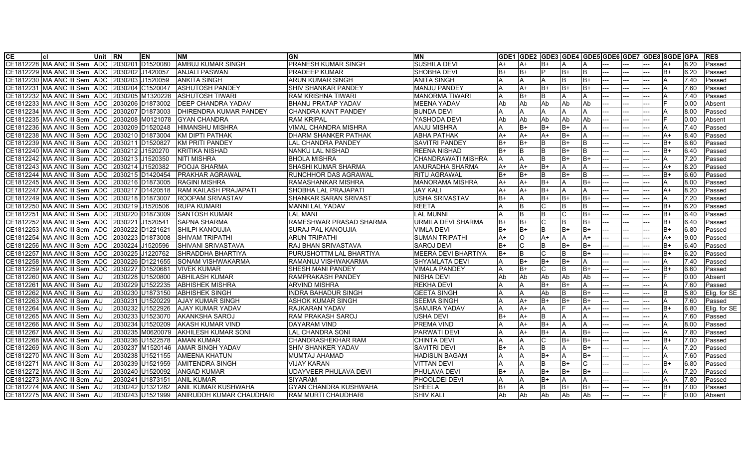| CE | cl | Unit | RN | EN | NM | GN | MN | GDE1 | GDE2 | GDE3 | GDE4 | GDE5 | GDE6 | GDE7 | GDE8 | SGDE | GPA | RES |
|---|---|---|---|---|---|---|---|---|---|---|---|---|---|---|---|---|---|---|
| CE1812228 | MA ANC III Sem | ADC | 2030201 | D1520080 | AMBUJ KUMAR SINGH | PRANESH KUMAR SINGH | SUSHILA DEVI | A+ | A+ | B+ | A | A | --- | --- | --- | A+ | 8.20 | Passed |
| CE1812229 | MA ANC III Sem | ADC | 2030202 | J1420057 | ANJALI PASWAN | PRADEEP KUMAR | SHOBHA DEVI | B+ | B+ | P | B+ | B | --- | --- | --- | B+ | 6.20 | Passed |
| CE1812230 | MA ANC III Sem | ADC | 2030203 | J1520059 | ANKITA SINGH | ARUN KUMAR SINGH | ANITA SINGH | A | A | A | B | B+ | --- | --- | --- | A | 7.40 | Passed |
| CE1812231 | MA ANC III Sem | ADC | 2030204 | C1520047 | ASHUTOSH PANDEY | SHIV SHANKAR PANDEY | MANJU PANDEY | A | A+ | B+ | B+ | B+ | --- | --- | --- | A | 7.60 | Passed |
| CE1812232 | MA ANC III Sem | ADC | 2030205 | M1320228 | ASHUTOSH TIWARI | RAM KRISHNA TIWARI | MANORMA TIWARI | A | B+ | B | A | A | --- | --- | --- | A | 7.40 | Passed |
| CE1812233 | MA ANC III Sem | ADC | 2030206 | D1873002 | DEEP CHANDRA YADAV | BHANU PRATAP YADAV | MEENA YADAV | Ab | Ab | Ab | Ab | Ab | --- | --- | --- | F | 0.00 | Absent |
| CE1812234 | MA ANC III Sem | ADC | 2030207 | D1873003 | DHIRENDRA KUMAR PANDEY | CHANDRA KANT PANDEY | BUNDA DEVI | A | A | A | A | A | --- | --- | --- | A | 8.00 | Passed |
| CE1812235 | MA ANC III Sem | ADC | 2030208 | M0121078 | GYAN CHANDRA | RAM KRIPAL | YASHODA DEVI | Ab | Ab | Ab | Ab | Ab | --- | --- | --- | F | 0.00 | Absent |
| CE1812236 | MA ANC III Sem | ADC | 2030209 | D1520248 | HIMANSHU MISHRA | VIMAL CHANDRA MISHRA | ANJU MISHRA | A | B+ | B+ | B+ | A | --- | --- | --- | A | 7.40 | Passed |
| CE1812238 | MA ANC III Sem | ADC | 2030210 | D1873004 | KM DIPTI PATHAK | DHARM SHANKER PATHAK | ABHA PATHAK | A+ | A+ | A+ | B+ | A | --- | --- | --- | A+ | 8.40 | Passed |
| CE1812239 | MA ANC III Sem | ADC | 2030211 | D1520827 | KM PRITI PANDEY | LAL CHANDRA PANDEY | SAVITRI PANDEY | B+ | B+ | B | B+ | B | --- | --- | --- | B+ | 6.60 | Passed |
| CE1812240 | MA ANC III Sem | ADC | 2030212 | J1520270 | KRITIKA NISHAD | NANKU LAL NISHAD | REENA NISHAD | B+ | B | B | B+ | B | --- | --- | --- | B+ | 6.40 | Passed |
| CE1812242 | MA ANC III Sem | ADC | 2030213 | J1520350 | NITI MISHRA | BHOLA MISHRA | CHANDRAWATI MISHRA | A | A | B | B+ | B+ | --- | --- | --- | A | 7.20 | Passed |
| CE1812243 | MA ANC III Sem | ADC | 2030214 | J1520382 | POOJA SHARMA | SHASHI KUMAR SHARMA | ANURADHA SHARMA | A+ | A+ | B+ | A | A | --- | --- | --- | A+ | 8.20 | Passed |
| CE1812244 | MA ANC III Sem | ADC | 2030215 | D1420454 | PRAKHAR AGRAWAL | RUNCHHOR DAS AGRAWAL | RITU AGRAWAL | B+ | B+ | B | B+ | B | --- | --- | --- | B+ | 6.60 | Passed |
| CE1812245 | MA ANC III Sem | ADC | 2030216 | D1873005 | RAGINI MISHRA | RAMASHANKAR MISHRA | MANORAMA MISHRA | A+ | A+ | B+ | A | B+ | --- | --- | --- | A | 8.00 | Passed |
| CE1812247 | MA ANC III Sem | ADC | 2030217 | D1420518 | RAM KAILASH PRAJAPATI | SHOBHA LAL PRAJAPATI | JAY KALI | A+ | A+ | B+ | A | A | --- | --- | --- | A+ | 8.20 | Passed |
| CE1812249 | MA ANC III Sem | ADC | 2030218 | D1873007 | ROOPAM SRIVASTAV | SHANKAR SARAN SRIVAST | USHA SRIVASTAV | B+ | A | B+ | B+ | B+ | --- | --- | --- | A | 7.20 | Passed |
| CE1812250 | MA ANC III Sem | ADC | 2030219 | J1520506 | RUPA KUMARI | MANNI LAL YADAV | REETA | A | B | C | B | B | --- | --- | --- | B+ | 6.20 | Passed |
| CE1812251 | MA ANC III Sem | ADC | 2030220 | D1873009 | SANTOSH KUMAR | LAL MANI | LAL MUNNI | A | B | B | C | B+ | --- | --- | --- | B+ | 6.40 | Passed |
| CE1812252 | MA ANC III Sem | ADC | 2030221 | J1520541 | SAPNA SHARMA | RAMESHWAR PRASAD SHARMA | URMILA DEVI SHARMA | B+ | B+ | C | B | B+ | --- | --- | --- | B+ | 6.40 | Passed |
| CE1812253 | MA ANC III Sem | ADC | 2030222 | D1221621 | SHILPI KANOUJIA | SURAJ PAL KANOUJIA | VIMLA DEVI | B+ | B+ | B | B+ | B+ | --- | --- | --- | B+ | 6.80 | Passed |
| CE1812254 | MA ANC III Sem | ADC | 2030223 | D1873008 | SHIVAM TRIPATHI | ARUN TRIPATHI | SUMAN TRIPATHI | A+ | O | A+ | A | A+ | --- | --- | --- | A+ | 9.00 | Passed |
| CE1812256 | MA ANC III Sem | ADC | 2030224 | J1520596 | SHIVANI SRIVASTAVA | RAJ BHAN SRIVASTAVA | SAROJ DEVI | B+ | C | B | B+ | B+ | --- | --- | --- | B+ | 6.40 | Passed |
| CE1812257 | MA ANC III Sem | ADC | 2030225 | J1220762 | SHRADDHA BHARTIYA | PURUSHOTTM LAL BHARTIYA | MEERA DEVI BHARTIYA | B+ | B | C | B | B+ | --- | --- | --- | B+ | 6.20 | Passed |
| CE1812258 | MA ANC III Sem | ADC | 2030226 | D1221655 | SONAM VISHWAKARMA | RAMANUJ VISHWAKARMA | SHYAMLATA DEVI | A | B+ | B+ | B+ | A | --- | --- | --- | A | 7.40 | Passed |
| CE1812259 | MA ANC III Sem | ADC | 2030227 | D1520681 | VIVEK KUMAR | SHESH MANI PANDEY | VIMALA PANDEY | A | B+ | C | B | B+ | --- | --- | --- | B+ | 6.60 | Passed |
| CE1812260 | MA ANC III Sem | AU | 2030228 | U1520800 | ABHILASH KUMAR | RAMPRAKASH PANDEY | NISHA DEVI | Ab | Ab | Ab | Ab | Ab | --- | --- | --- | F | 0.00 | Absent |
| CE1812261 | MA ANC III Sem | AU | 2030229 | U1522235 | ABHISHEK MISHRA | ARVIND MISHRA | REKHA DEVI | A | A | B+ | B+ | A | --- | --- | --- | A | 7.60 | Passed |
| CE1812262 | MA ANC III Sem | AU | 2030230 | U1873150 | ABHISHEK SINGH | INDRA BAHADUR SINGH | GEETA SINGH | A | A | Ab | B | B+ | --- | --- | --- | B | 5.80 | Elig. for SE |
| CE1812263 | MA ANC III Sem | AU | 2030231 | U1520229 | AJAY KUMAR SINGH | ASHOK KUMAR SINGH | SEEMA SINGH | A | A+ | B+ | B+ | B+ | --- | --- | --- | A | 7.60 | Passed |
| CE1812264 | MA ANC III Sem | AU | 2030232 | U1522926 | AJAY KUMAR YADAV | RAJKARAN YADAV | SAMJIRA YADAV | A | A+ | A | F | A+ | --- | --- | --- | B+ | 6.80 | Elig. for SE |
| CE1812265 | MA ANC III Sem | AU | 2030233 | U1523070 | AKANKSHA SAROJ | RAM PRAKASH SAROJ | USHA DEVI | B+ | A+ | B | A | A | --- | --- | --- | A | 7.60 | Passed |
| CE1812266 | MA ANC III Sem | AU | 2030234 | U1520209 | AKASH KUMAR VIND | DAYARAM VIND | PREMA VIND | A | A+ | B+ | A | A | --- | --- | --- | A | 8.00 | Passed |
| CE1812267 | MA ANC III Sem | AU | 2030235 | M0620079 | AKHILESH KUMAR SONI | LAL CHANDRA SONI | PARWATI DEVI | A | A+ | B+ | A | B+ | --- | --- | --- | A | 7.80 | Passed |
| CE1812268 | MA ANC III Sem | AU | 2030236 | U1522578 | AMAN KUMAR | CHANDRASHEKHAR RAM | CHINTA DEVI | A | A | C | B+ | B+ | --- | --- | --- | B+ | 7.00 | Passed |
| CE1812269 | MA ANC III Sem | AU | 2030237 | M1520146 | AMAR SINGH YADAV | SHIV SHANKER YADAV | SAVITRI DEVI | B+ | A | B | A | B+ | --- | --- | --- | A | 7.20 | Passed |
| CE1812270 | MA ANC III Sem | AU | 2030238 | U1521155 | AMEENA KHATUN | MUMTAJ AHAMAD | HADISUN BAGAM | A | A | B+ | A | B+ | --- | --- | --- | A | 7.60 | Passed |
| CE1812271 | MA ANC III Sem | AU | 2030239 | U1521959 | AMITENDRA SINGH | VIJAY KARAN | VITTAN DEVI | A | A | B | B+ | C | --- | --- | --- | B+ | 6.80 | Passed |
| CE1812272 | MA ANC III Sem | AU | 2030240 | U1520092 | ANGAD KUMAR | UDAYVEER PHULAVA DEVI | PHULAVA DEVI | B+ | A | B+ | B+ | B+ | --- | --- | --- | A | 7.20 | Passed |
| CE1812273 | MA ANC III Sem | AU | 2030241 | U1873151 | ANIL KUMAR | SIYARAM | PHOOLDEI DEVI | A | A | B+ | A | A | --- | --- | --- | A | 7.80 | Passed |
| CE1812274 | MA ANC III Sem | AU | 2030242 | U1321282 | ANIL KUMAR KUSHWAHA | GYAN CHANDRA KUSHWAHA | SHEELA | B+ | A | B | B+ | B+ | --- | --- | --- | B+ | 7.00 | Passed |
| CE1812275 | MA ANC III Sem | AU | 2030243 | U1521999 | ANIRUDDH KUMAR CHAUDHARI | RAM MURTI CHAUDHARI | SHIV KALI | Ab | Ab | Ab | Ab | Ab | --- | --- | --- | F | 0.00 | Absent |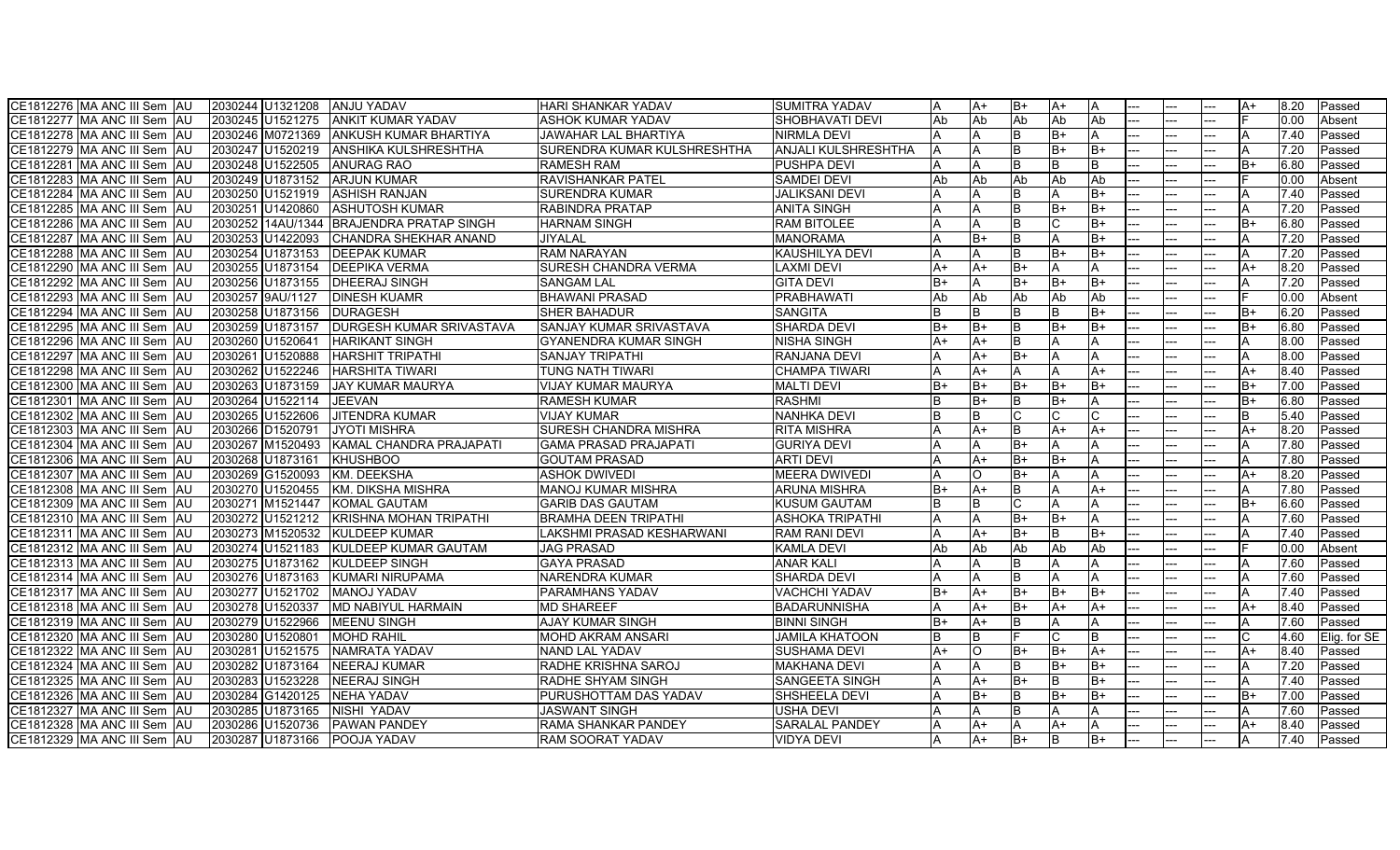| | | | | | | | | | | | | | | | | | | |
|---|---|---|---|---|---|---|---|---|---|---|---|---|---|---|---|---|---|---|
| CE1812276 | MA ANC III Sem | AU | 2030244 | U1321208 | ANJU YADAV | HARI SHANKAR YADAV | SUMITRA YADAV | A | A+ | B+ | A+ | A | --- | --- | --- | A+ | 8.20 | Passed |
| CE1812277 | MA ANC III Sem | AU | 2030245 | U1521275 | ANKIT KUMAR YADAV | ASHOK KUMAR YADAV | SHOBHAVATI DEVI | Ab | Ab | Ab | Ab | Ab | --- | --- | --- | F | 0.00 | Absent |
| CE1812278 | MA ANC III Sem | AU | 2030246 | M0721369 | ANKUSH KUMAR BHARTIYA | JAWAHAR LAL BHARTIYA | NIRMLA DEVI | A | A | B | B+ | A | --- | --- | --- | A | 7.40 | Passed |
| CE1812279 | MA ANC III Sem | AU | 2030247 | U1520219 | ANSHIKA KULSHRESHTHA | SURENDRA KUMAR KULSHRESHTHA | ANJALI KULSHRESHTHA | A | A | B | B+ | B+ | --- | --- | --- | A | 7.20 | Passed |
| CE1812281 | MA ANC III Sem | AU | 2030248 | U1522505 | ANURAG RAO | RAMESH RAM | PUSHPA DEVI | A | A | B | B | B | --- | --- | --- | B+ | 6.80 | Passed |
| CE1812283 | MA ANC III Sem | AU | 2030249 | U1873152 | ARJUN KUMAR | RAVISHANKAR PATEL | SAMDEI DEVI | Ab | Ab | Ab | Ab | Ab | --- | --- | --- | F | 0.00 | Absent |
| CE1812284 | MA ANC III Sem | AU | 2030250 | U1521919 | ASHISH RANJAN | SURENDRA KUMAR | JALIKSANI DEVI | A | A | B | A | B+ | --- | --- | --- | A | 7.40 | Passed |
| CE1812285 | MA ANC III Sem | AU | 2030251 | U1420860 | ASHUTOSH KUMAR | RABINDRA PRATAP | ANITA SINGH | A | A | B | B+ | B+ | --- | --- | --- | A | 7.20 | Passed |
| CE1812286 | MA ANC III Sem | AU | 2030252 | 14AU/1344 | BRAJENDRA PRATAP SINGH | HARNAM SINGH | RAM BITOLEE | A | A | B | C | B+ | --- | --- | --- | B+ | 6.80 | Passed |
| CE1812287 | MA ANC III Sem | AU | 2030253 | U1422093 | CHANDRA SHEKHAR ANAND | JIYALAL | MANORAMA | A | B+ | B | A | B+ | --- | --- | --- | A | 7.20 | Passed |
| CE1812288 | MA ANC III Sem | AU | 2030254 | U1873153 | DEEPAK KUMAR | RAM NARAYAN | KAUSHILYA DEVI | A | A | B | B+ | B+ | --- | --- | --- | A | 7.20 | Passed |
| CE1812290 | MA ANC III Sem | AU | 2030255 | U1873154 | DEEPIKA VERMA | SURESH CHANDRA VERMA | LAXMI DEVI | A+ | A+ | B+ | A | A | --- | --- | --- | A+ | 8.20 | Passed |
| CE1812292 | MA ANC III Sem | AU | 2030256 | U1873155 | DHEERAJ SINGH | SANGAM LAL | GITA DEVI | B+ | A | B+ | B+ | B+ | --- | --- | --- | A | 7.20 | Passed |
| CE1812293 | MA ANC III Sem | AU | 2030257 | 9AU/1127 | DINESH KUAMR | BHAWANI PRASAD | PRABHAWATI | Ab | Ab | Ab | Ab | Ab | --- | --- | --- | F | 0.00 | Absent |
| CE1812294 | MA ANC III Sem | AU | 2030258 | U1873156 | DURAGESH | SHER BAHADUR | SANGITA | B | B | B | B | B+ | --- | --- | --- | B+ | 6.20 | Passed |
| CE1812295 | MA ANC III Sem | AU | 2030259 | U1873157 | DURGESH KUMAR SRIVASTAVA | SANJAY KUMAR SRIVASTAVA | SHARDA DEVI | B+ | B+ | B | B+ | B+ | --- | --- | --- | B+ | 6.80 | Passed |
| CE1812296 | MA ANC III Sem | AU | 2030260 | U1520641 | HARIKANT SINGH | GYANENDRA KUMAR SINGH | NISHA SINGH | A+ | A+ | B | A | A | --- | --- | --- | A | 8.00 | Passed |
| CE1812297 | MA ANC III Sem | AU | 2030261 | U1520888 | HARSHIT TRIPATHI | SANJAY TRIPATHI | RANJANA DEVI | A | A+ | B+ | A | A | --- | --- | --- | A | 8.00 | Passed |
| CE1812298 | MA ANC III Sem | AU | 2030262 | U1522246 | HARSHITA TIWARI | TUNG NATH TIWARI | CHAMPA TIWARI | A | A+ | A | A | A+ | --- | --- | --- | A+ | 8.40 | Passed |
| CE1812300 | MA ANC III Sem | AU | 2030263 | U1873159 | JAY KUMAR MAURYA | VIJAY KUMAR MAURYA | MALTI DEVI | B+ | B+ | B+ | B+ | B+ | --- | --- | --- | B+ | 7.00 | Passed |
| CE1812301 | MA ANC III Sem | AU | 2030264 | U1522114 | JEEVAN | RAMESH KUMAR | RASHMI | B | B+ | B | B+ | A | --- | --- | --- | B+ | 6.80 | Passed |
| CE1812302 | MA ANC III Sem | AU | 2030265 | U1522606 | JITENDRA KUMAR | VIJAY KUMAR | NANHKA DEVI | B | B | C | C | C | --- | --- | --- | B | 5.40 | Passed |
| CE1812303 | MA ANC III Sem | AU | 2030266 | D1520791 | JYOTI MISHRA | SURESH CHANDRA MISHRA | RITA MISHRA | A | A+ | B | A+ | A+ | --- | --- | --- | A+ | 8.20 | Passed |
| CE1812304 | MA ANC III Sem | AU | 2030267 | M1520493 | KAMAL CHANDRA PRAJAPATI | GAMA PRASAD PRAJAPATI | GURIYA DEVI | A | A | B+ | A | A | --- | --- | --- | A | 7.80 | Passed |
| CE1812306 | MA ANC III Sem | AU | 2030268 | U1873161 | KHUSHBOO | GOUTAM PRASAD | ARTI DEVI | A | A+ | B+ | B+ | A | --- | --- | --- | A | 7.80 | Passed |
| CE1812307 | MA ANC III Sem | AU | 2030269 | G1520093 | KM. DEEKSHA | ASHOK DWIVEDI | MEERA DWIVEDI | A | O | B+ | A | A | --- | --- | --- | A+ | 8.20 | Passed |
| CE1812308 | MA ANC III Sem | AU | 2030270 | U1520455 | KM. DIKSHA MISHRA | MANOJ KUMAR MISHRA | ARUNA MISHRA | B+ | A+ | B | A | A+ | --- | --- | --- | A | 7.80 | Passed |
| CE1812309 | MA ANC III Sem | AU | 2030271 | M1521447 | KOMAL GAUTAM | GARIB DAS GAUTAM | KUSUM GAUTAM | B | B | C | A | A | --- | --- | --- | B+ | 6.60 | Passed |
| CE1812310 | MA ANC III Sem | AU | 2030272 | U1521212 | KRISHNA MOHAN TRIPATHI | BRAMHA DEEN TRIPATHI | ASHOKA TRIPATHI | A | A | B+ | B+ | A | --- | --- | --- | A | 7.60 | Passed |
| CE1812311 | MA ANC III Sem | AU | 2030273 | M1520532 | KULDEEP KUMAR | LAKSHMI PRASAD KESHARWANI | RAM RANI DEVI | A | A+ | B+ | B | B+ | --- | --- | --- | A | 7.40 | Passed |
| CE1812312 | MA ANC III Sem | AU | 2030274 | U1521183 | KULDEEP KUMAR GAUTAM | JAG PRASAD | KAMLA DEVI | Ab | Ab | Ab | Ab | Ab | --- | --- | --- | F | 0.00 | Absent |
| CE1812313 | MA ANC III Sem | AU | 2030275 | U1873162 | KULDEEP SINGH | GAYA PRASAD | ANAR KALI | A | A | B | A | A | --- | --- | --- | A | 7.60 | Passed |
| CE1812314 | MA ANC III Sem | AU | 2030276 | U1873163 | KUMARI NIRUPAMA | NARENDRA KUMAR | SHARDA DEVI | A | A | B | A | A | --- | --- | --- | A | 7.60 | Passed |
| CE1812317 | MA ANC III Sem | AU | 2030277 | U1521702 | MANOJ YADAV | PARAMHANS YADAV | VACHCHI YADAV | B+ | A+ | B+ | B+ | B+ | --- | --- | --- | A | 7.40 | Passed |
| CE1812318 | MA ANC III Sem | AU | 2030278 | U1520337 | MD NABIYUL HARMAIN | MD SHAREEF | BADARUNNISHA | A | A+ | B+ | A+ | A+ | --- | --- | --- | A+ | 8.40 | Passed |
| CE1812319 | MA ANC III Sem | AU | 2030279 | U1522966 | MEENU SINGH | AJAY KUMAR SINGH | BINNI SINGH | B+ | A+ | B | A | A | --- | --- | --- | A | 7.60 | Passed |
| CE1812320 | MA ANC III Sem | AU | 2030280 | U1520801 | MOHD RAHIL | MOHD AKRAM ANSARI | JAMILA KHATOON | B | B | F | C | B | --- | --- | --- | C | 4.60 | Elig. for SE |
| CE1812322 | MA ANC III Sem | AU | 2030281 | U1521575 | NAMRATA YADAV | NAND LAL YADAV | SUSHAMA DEVI | A+ | O | B+ | B+ | A+ | --- | --- | --- | A+ | 8.40 | Passed |
| CE1812324 | MA ANC III Sem | AU | 2030282 | U1873164 | NEERAJ KUMAR | RADHE KRISHNA SAROJ | MAKHANA DEVI | A | A | B | B+ | B+ | --- | --- | --- | A | 7.20 | Passed |
| CE1812325 | MA ANC III Sem | AU | 2030283 | U1523228 | NEERAJ SINGH | RADHE SHYAM SINGH | SANGEETA SINGH | A | A+ | B+ | B | B+ | --- | --- | --- | A | 7.40 | Passed |
| CE1812326 | MA ANC III Sem | AU | 2030284 | G1420125 | NEHA YADAV | PURUSHOTTAM DAS YADAV | SHSHEELA DEVI | A | B+ | B | B+ | B+ | --- | --- | --- | B+ | 7.00 | Passed |
| CE1812327 | MA ANC III Sem | AU | 2030285 | U1873165 | NISHI YADAV | JASWANT SINGH | USHA DEVI | A | A | B | A | A | --- | --- | --- | A | 7.60 | Passed |
| CE1812328 | MA ANC III Sem | AU | 2030286 | U1520736 | PAWAN PANDEY | RAMA SHANKAR PANDEY | SARALAL PANDEY | A | A+ | A | A+ | A | --- | --- | --- | A+ | 8.40 | Passed |
| CE1812329 | MA ANC III Sem | AU | 2030287 | U1873166 | POOJA YADAV | RAM SOORAT YADAV | VIDYA DEVI | A | A+ | B+ | B | B+ | --- | --- | --- | A | 7.40 | Passed |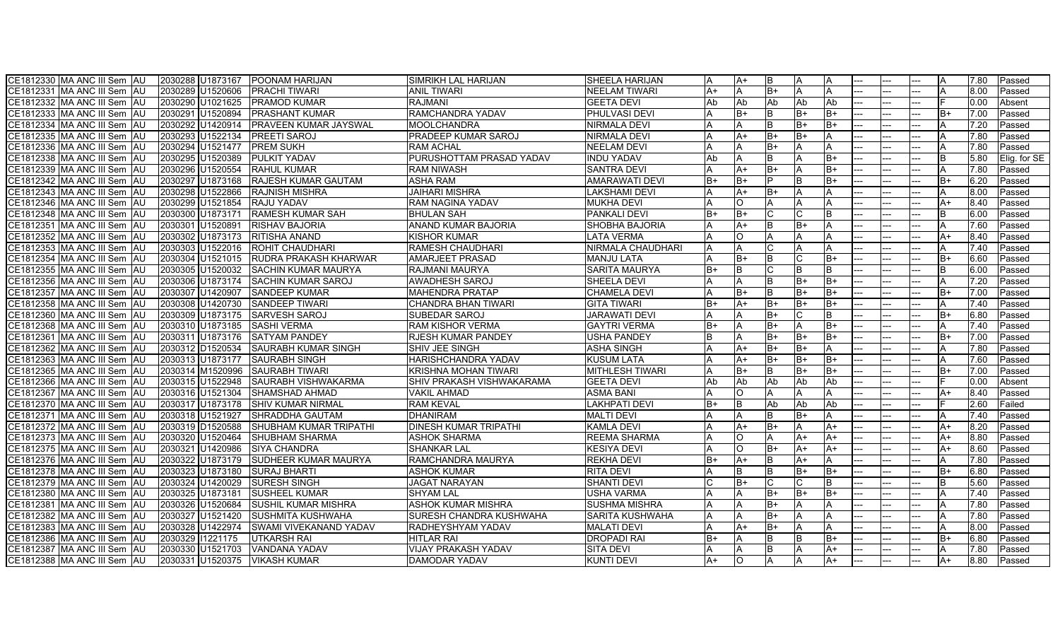| | | | | | | | | | | | | | | | | | | |
|---|---|---|---|---|---|---|---|---|---|---|---|---|---|---|---|---|---|---|
| CE1812330 | MA ANC III Sem | AU | 2030288 | U1873167 | POONAM HARIJAN | SIMRIKH LAL HARIJAN | SHEELA HARIJAN | A | A+ | B | A | A | --- | --- | --- | A | 7.80 | Passed |
| CE1812331 | MA ANC III Sem | AU | 2030289 | U1520606 | PRACHI TIWARI | ANIL TIWARI | NEELAM TIWARI | A+ | A | B+ | A | A | --- | --- | --- | A | 8.00 | Passed |
| CE1812332 | MA ANC III Sem | AU | 2030290 | U1021625 | PRAMOD KUMAR | RAJMANI | GEETA DEVI | Ab | Ab | Ab | Ab | Ab | --- | --- | --- | F | 0.00 | Absent |
| CE1812333 | MA ANC III Sem | AU | 2030291 | U1520894 | PRASHANT KUMAR | RAMCHANDRA YADAV | PHULVASI DEVI | A | B+ | B | B+ | B+ | --- | --- | --- | B+ | 7.00 | Passed |
| CE1812334 | MA ANC III Sem | AU | 2030292 | U1420914 | PRAVEEN KUMAR JAYSWAL | MOOLCHANDRA | NIRMALA DEVI | A | A | B | B+ | B+ | --- | --- | --- | A | 7.20 | Passed |
| CE1812335 | MA ANC III Sem | AU | 2030293 | U1522134 | PREETI SAROJ | PRADEEP KUMAR SAROJ | NIRMALA DEVI | A | A+ | B+ | B+ | A | --- | --- | --- | A | 7.80 | Passed |
| CE1812336 | MA ANC III Sem | AU | 2030294 | U1521477 | PREM SUKH | RAM ACHAL | NEELAM DEVI | A | A | B+ | A | A | --- | --- | --- | A | 7.80 | Passed |
| CE1812338 | MA ANC III Sem | AU | 2030295 | U1520389 | PULKIT YADAV | PURUSHOTTAM PRASAD YADAV | INDU YADAV | Ab | A | B | A | B+ | --- | --- | --- | B | 5.80 | Elig. for SE |
| CE1812339 | MA ANC III Sem | AU | 2030296 | U1520554 | RAHUL KUMAR | RAM NIWASH | SANTRA DEVI | A | A+ | B+ | A | B+ | --- | --- | --- | A | 7.80 | Passed |
| CE1812342 | MA ANC III Sem | AU | 2030297 | U1873168 | RAJESH KUMAR GAUTAM | ASHA RAM | AMARAWATI DEVI | B+ | B+ | P | B | B+ | --- | --- | --- | B+ | 6.20 | Passed |
| CE1812343 | MA ANC III Sem | AU | 2030298 | U1522866 | RAJNISH MISHRA | JAIHARI MISHRA | LAKSHAMI DEVI | A | A+ | B+ | A | A | --- | --- | --- | A | 8.00 | Passed |
| CE1812346 | MA ANC III Sem | AU | 2030299 | U1521854 | RAJU YADAV | RAM NAGINA YADAV | MUKHA DEVI | A | O | A | A | A | --- | --- | --- | A+ | 8.40 | Passed |
| CE1812348 | MA ANC III Sem | AU | 2030300 | U1873171 | RAMESH KUMAR SAH | BHULAN SAH | PANKALI DEVI | B+ | B+ | C | C | B | --- | --- | --- | B | 6.00 | Passed |
| CE1812351 | MA ANC III Sem | AU | 2030301 | U1520891 | RISHAV BAJORIA | ANAND KUMAR BAJORIA | SHOBHA BAJORIA | A | A+ | B | B+ | A | --- | --- | --- | A | 7.60 | Passed |
| CE1812352 | MA ANC III Sem | AU | 2030302 | U1873173 | RITISHA ANAND | KISHOR KUMAR | LATA VERMA | A | O | A | A | A | --- | --- | --- | A+ | 8.40 | Passed |
| CE1812353 | MA ANC III Sem | AU | 2030303 | U1522016 | ROHIT CHAUDHARI | RAMESH CHAUDHARI | NIRMALA CHAUDHARI | A | A | C | A | A | --- | --- | --- | A | 7.40 | Passed |
| CE1812354 | MA ANC III Sem | AU | 2030304 | U1521015 | RUDRA PRAKASH KHARWAR | AMARJEET PRASAD | MANJU LATA | A | B+ | B | C | B+ | --- | --- | --- | B+ | 6.60 | Passed |
| CE1812355 | MA ANC III Sem | AU | 2030305 | U1520032 | SACHIN KUMAR MAURYA | RAJMANI MAURYA | SARITA MAURYA | B+ | B | C | B | B | --- | --- | --- | B | 6.00 | Passed |
| CE1812356 | MA ANC III Sem | AU | 2030306 | U1873174 | SACHIN KUMAR SAROJ | AWADHESH SAROJ | SHEELA DEVI | A | A | B | B+ | B+ | --- | --- | --- | A | 7.20 | Passed |
| CE1812357 | MA ANC III Sem | AU | 2030307 | U1420907 | SANDEEP KUMAR | MAHENDRA PRATAP | CHAMELA DEVI | A | B+ | B | B+ | B+ | --- | --- | --- | B+ | 7.00 | Passed |
| CE1812358 | MA ANC III Sem | AU | 2030308 | U1420730 | SANDEEP TIWARI | CHANDRA BHAN TIWARI | GITA TIWARI | B+ | A+ | B+ | B+ | B+ | --- | --- | --- | A | 7.40 | Passed |
| CE1812360 | MA ANC III Sem | AU | 2030309 | U1873175 | SARVESH SAROJ | SUBEDAR SAROJ | JARAWATI DEVI | A | A | B+ | C | B | --- | --- | --- | B+ | 6.80 | Passed |
| CE1812368 | MA ANC III Sem | AU | 2030310 | U1873185 | SASHI VERMA | RAM KISHOR VERMA | GAYTRI VERMA | B+ | A | B+ | A | B+ | --- | --- | --- | A | 7.40 | Passed |
| CE1812361 | MA ANC III Sem | AU | 2030311 | U1873176 | SATYAM PANDEY | RJESH KUMAR PANDEY | USHA PANDEY | B | A | B+ | B+ | B+ | --- | --- | --- | B+ | 7.00 | Passed |
| CE1812362 | MA ANC III Sem | AU | 2030312 | D1520534 | SAURABH KUMAR SINGH | SHIV JEE SINGH | ASHA SINGH | A | A+ | B+ | B+ | A | --- | --- | --- | A | 7.80 | Passed |
| CE1812363 | MA ANC III Sem | AU | 2030313 | U1873177 | SAURABH SINGH | HARISHCHANDRA YADAV | KUSUM LATA | A | A+ | B+ | B+ | B+ | --- | --- | --- | A | 7.60 | Passed |
| CE1812365 | MA ANC III Sem | AU | 2030314 | M1520996 | SAURABH TIWARI | KRISHNA MOHAN TIWARI | MITHLESH TIWARI | A | B+ | B | B+ | B+ | --- | --- | --- | B+ | 7.00 | Passed |
| CE1812366 | MA ANC III Sem | AU | 2030315 | U1522948 | SAURABH VISHWAKARMA | SHIV PRAKASH VISHWAKARAMA | GEETA DEVI | Ab | Ab | Ab | Ab | Ab | --- | --- | --- | F | 0.00 | Absent |
| CE1812367 | MA ANC III Sem | AU | 2030316 | U1521304 | SHAMSHAD AHMAD | VAKIL AHMAD | ASMA BANI | A | O | A | A | A | --- | --- | --- | A+ | 8.40 | Passed |
| CE1812370 | MA ANC III Sem | AU | 2030317 | U1873178 | SHIV KUMAR NIRMAL | RAM KEVAL | LAKHPATI DEVI | B+ | B | Ab | Ab | Ab | --- | --- | --- | F | 2.60 | Failed |
| CE1812371 | MA ANC III Sem | AU | 2030318 | U1521927 | SHRADDHA GAUTAM | DHANIRAM | MALTI DEVI | A | A | B | B+ | A | --- | --- | --- | A | 7.40 | Passed |
| CE1812372 | MA ANC III Sem | AU | 2030319 | D1520588 | SHUBHAM KUMAR TRIPATHI | DINESH KUMAR TRIPATHI | KAMLA DEVI | A | A+ | B+ | A | A+ | --- | --- | --- | A+ | 8.20 | Passed |
| CE1812373 | MA ANC III Sem | AU | 2030320 | U1520464 | SHUBHAM SHARMA | ASHOK SHARMA | REEMA SHARMA | A | O | A | A+ | A+ | --- | --- | --- | A+ | 8.80 | Passed |
| CE1812375 | MA ANC III Sem | AU | 2030321 | U1420986 | SIYA CHANDRA | SHANKAR LAL | KESIYA DEVI | A | O | B+ | A+ | A+ | --- | --- | --- | A+ | 8.60 | Passed |
| CE1812376 | MA ANC III Sem | AU | 2030322 | U1873179 | SUDHEER KUMAR MAURYA | RAMCHANDRA MAURYA | REKHA DEVI | B+ | A+ | B | A+ | A | --- | --- | --- | A | 7.80 | Passed |
| CE1812378 | MA ANC III Sem | AU | 2030323 | U1873180 | SURAJ BHARTI | ASHOK KUMAR | RITA DEVI | A | B | B | B+ | B+ | --- | --- | --- | B+ | 6.80 | Passed |
| CE1812379 | MA ANC III Sem | AU | 2030324 | U1420029 | SURESH SINGH | JAGAT NARAYAN | SHANTI DEVI | C | B+ | C | C | B | --- | --- | --- | B | 5.60 | Passed |
| CE1812380 | MA ANC III Sem | AU | 2030325 | U1873181 | SUSHEEL KUMAR | SHYAM LAL | USHA VARMA | A | A | B+ | B+ | B+ | --- | --- | --- | A | 7.40 | Passed |
| CE1812381 | MA ANC III Sem | AU | 2030326 | U1520684 | SUSHIL KUMAR MISHRA | ASHOK KUMAR MISHRA | SUSHMA MISHRA | A | A | B+ | A | A | --- | --- | --- | A | 7.80 | Passed |
| CE1812382 | MA ANC III Sem | AU | 2030327 | U1521420 | SUSHMITA KUSHWAHA | SURESH CHANDRA KUSHWAHA | SARITA KUSHWAHA | A | A | B+ | A | A | --- | --- | --- | A | 7.80 | Passed |
| CE1812383 | MA ANC III Sem | AU | 2030328 | U1422974 | SWAMI VIVEKANAND YADAV | RADHEYSHYAM YADAV | MALATI DEVI | A | A+ | B+ | A | A | --- | --- | --- | A | 8.00 | Passed |
| CE1812386 | MA ANC III Sem | AU | 2030329 | I1221175 | UTKARSH RAI | HITLAR RAI | DROPADI RAI | B+ | A | B | B | B+ | --- | --- | --- | B+ | 6.80 | Passed |
| CE1812387 | MA ANC III Sem | AU | 2030330 | U1521703 | VANDANA YADAV | VIJAY PRAKASH YADAV | SITA DEVI | A | A | B | A | A+ | --- | --- | --- | A | 7.80 | Passed |
| CE1812388 | MA ANC III Sem | AU | 2030331 | U1520375 | VIKASH KUMAR | DAMODAR YADAV | KUNTI DEVI | A+ | O | A | A | A+ | --- | --- | --- | A+ | 8.80 | Passed |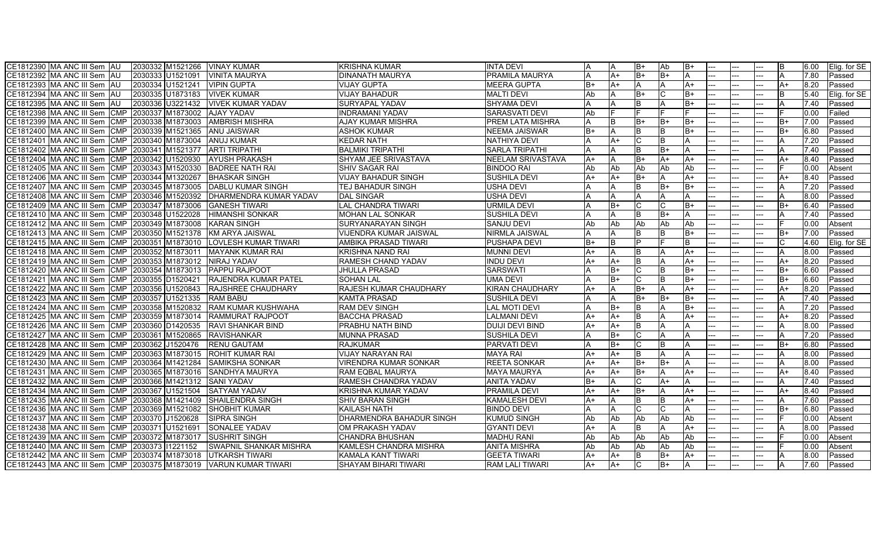| | | | | | | | | | | | | | | | | | | | |
|---|---|---|---|---|---|---|---|---|---|---|---|---|---|---|---|---|---|---|---|
| CE1812390 | MA ANC III Sem | AU | 2030332 | M1521266 | VINAY KUMAR | KRISHNA KUMAR | INTA DEVI | A | A | B+ | Ab | B+ | --- | --- | --- | B | 6.00 | Elig. for SE |
| CE1812392 | MA ANC III Sem | AU | 2030333 | U1521091 | VINITA MAURYA | DINANATH MAURYA | PRAMILA MAURYA | A | A+ | B+ | B+ | A | --- | --- | --- | A | 7.80 | Passed |
| CE1812393 | MA ANC III Sem | AU | 2030334 | U1521241 | VIPIN GUPTA | VIJAY GUPTA | MEERA GUPTA | B+ | A+ | A | A | A+ | --- | --- | --- | A+ | 8.20 | Passed |
| CE1812394 | MA ANC III Sem | AU | 2030335 | U1873183 | VIVEK KUMAR | VIJAY BAHADUR | MALTI DEVI | Ab | A | B+ | C | B+ | --- | --- | --- | B | 5.40 | Elig. for SE |
| CE1812395 | MA ANC III Sem | AU | 2030336 | U3221432 | VIVEK KUMAR YADAV | SURYAPAL YADAV | SHYAMA DEVI | A | A | B | A | B+ | --- | --- | --- | A | 7.40 | Passed |
| CE1812398 | MA ANC III Sem | CMP | 2030337 | M1873002 | AJAY YADAV | INDRAMANI YADAV | SARASVATI DEVI | Ab | F | F | F | F | --- | --- | --- | F | 0.00 | Failed |
| CE1812399 | MA ANC III Sem | CMP | 2030338 | M1873003 | AMBRISH MISHRA | AJAY KUMAR MISHRA | PREM LATA MISHRA | A | B | B+ | B+ | B+ | --- | --- | --- | B+ | 7.00 | Passed |
| CE1812400 | MA ANC III Sem | CMP | 2030339 | M1521365 | ANU JAISWAR | ASHOK KUMAR | NEEMA JAISWAR | B+ | A | B | B | B+ | --- | --- | --- | B+ | 6.80 | Passed |
| CE1812401 | MA ANC III Sem | CMP | 2030340 | M1873004 | ANUJ KUMAR | KEDAR NATH | NATHIYA DEVI | A | A+ | C | B | A | --- | --- | --- | A | 7.20 | Passed |
| CE1812402 | MA ANC III Sem | CMP | 2030341 | M1521377 | ARTI TRIPATHI | BALMIKI TRIPATHI | SARLA TRIPATHI | A | A | B | B+ | A | --- | --- | --- | A | 7.40 | Passed |
| CE1812404 | MA ANC III Sem | CMP | 2030342 | U1520930 | AYUSH PRAKASH | SHYAM JEE SRIVASTAVA | NEELAM SRIVASTAVA | A+ | A | B+ | A+ | A+ | --- | --- | --- | A+ | 8.40 | Passed |
| CE1812405 | MA ANC III Sem | CMP | 2030343 | M1520330 | BADREE NATH RAI | SHIV SAGAR RAI | BINDOO RAI | Ab | Ab | Ab | Ab | Ab | --- | --- | --- | F | 0.00 | Absent |
| CE1812406 | MA ANC III Sem | CMP | 2030344 | M1320267 | BHASKAR SINGH | VIJAY BAHADUR SINGH | SUSHILA DEVI | A+ | A+ | B+ | A | A+ | --- | --- | --- | A+ | 8.40 | Passed |
| CE1812407 | MA ANC III Sem | CMP | 2030345 | M1873005 | DABLU KUMAR SINGH | TEJ BAHADUR SINGH | USHA DEVI | A | A | B | B+ | B+ | --- | --- | --- | A | 7.20 | Passed |
| CE1812408 | MA ANC III Sem | CMP | 2030346 | M1520392 | DHARMENDRA KUMAR YADAV | DAL SINGAR | USHA DEVI | A | A | A | A | A | --- | --- | --- | A | 8.00 | Passed |
| CE1812409 | MA ANC III Sem | CMP | 2030347 | M1873006 | GANESH TIWARI | LAL CHANDRA TIWARI | URMILA DEVI | A | B+ | C | C | B+ | --- | --- | --- | B+ | 6.40 | Passed |
| CE1812410 | MA ANC III Sem | CMP | 2030348 | U1522028 | HIMANSHI SONKAR | MOHAN LAL SONKAR | SUSHILA DEVI | A | A | B | B+ | A | --- | --- | --- | A | 7.40 | Passed |
| CE1812412 | MA ANC III Sem | CMP | 2030349 | M1873008 | KARAN SINGH | SURYANARAYAN SINGH | SANJU DEVI | Ab | Ab | Ab | Ab | Ab | --- | --- | --- | F | 0.00 | Absent |
| CE1812413 | MA ANC III Sem | CMP | 2030350 | M1521378 | KM ARYA JAISWAL | VIJENDRA KUMAR JAISWAL | NIRMLA JAISWAL | A | A | B | B | B+ | --- | --- | --- | B+ | 7.00 | Passed |
| CE1812415 | MA ANC III Sem | CMP | 2030351 | M1873010 | LOVLESH KUMAR TIWARI | AMBIKA PRASAD TIWARI | PUSHAPA DEVI | B+ | B | P | F | B | --- | --- | --- | C | 4.60 | Elig. for SE |
| CE1812418 | MA ANC III Sem | CMP | 2030352 | M1873011 | MAYANK KUMAR RAI | KRISHNA NAND RAI | MUNNI DEVI | A+ | A | B | A | A+ | --- | --- | --- | A | 8.00 | Passed |
| CE1812419 | MA ANC III Sem | CMP | 2030353 | M1873012 | NIRAJ YADAV | RAMESH CHAND YADAV | INDU DEVI | A+ | A+ | B | A | A+ | --- | --- | --- | A+ | 8.20 | Passed |
| CE1812420 | MA ANC III Sem | CMP | 2030354 | M1873013 | PAPPU RAJPOOT | JHULLA PRASAD | SARSWATI | A | B+ | C | B | B+ | --- | --- | --- | B+ | 6.60 | Passed |
| CE1812421 | MA ANC III Sem | CMP | 2030355 | D1520421 | RAJENDRA KUMAR PATEL | SOHAN LAL | UMA DEVI | A | B+ | C | B | B+ | --- | --- | --- | B+ | 6.60 | Passed |
| CE1812422 | MA ANC III Sem | CMP | 2030356 | U1520843 | RAJSHREE CHAUDHARY | RAJESH KUMAR CHAUDHARY | KIRAN CHAUDHARY | A+ | A | B+ | A | A+ | --- | --- | --- | A+ | 8.20 | Passed |
| CE1812423 | MA ANC III Sem | CMP | 2030357 | U1521335 | RAM BABU | KAMTA PRASAD | SUSHILA DEVI | A | A | B+ | B+ | B+ | --- | --- | --- | A | 7.40 | Passed |
| CE1812424 | MA ANC III Sem | CMP | 2030358 | M1520832 | RAM KUMAR KUSHWAHA | RAM DEV SINGH | LAL MOTI DEVI | A | B+ | B | A | B+ | --- | --- | --- | A | 7.20 | Passed |
| CE1812425 | MA ANC III Sem | CMP | 2030359 | M1873014 | RAMMURAT RAJPOOT | BACCHA PRASAD | LALMANI DEVI | A+ | A+ | B | A | A+ | --- | --- | --- | A+ | 8.20 | Passed |
| CE1812426 | MA ANC III Sem | CMP | 2030360 | D1420535 | RAVI SHANKAR BIND | PRABHU NATH BIND | DUIJI DEVI BIND | A+ | A+ | B | A | A | --- | --- | --- | A | 8.00 | Passed |
| CE1812427 | MA ANC III Sem | CMP | 2030361 | M1520865 | RAVISHANKAR | MUNNA PRASAD | SUSHILA DEVI | A | B+ | C | A | A | --- | --- | --- | A | 7.20 | Passed |
| CE1812428 | MA ANC III Sem | CMP | 2030362 | J1520476 | RENU GAUTAM | RAJKUMAR | PARVATI DEVI | A | B+ | C | B | A | --- | --- | --- | B+ | 6.80 | Passed |
| CE1812429 | MA ANC III Sem | CMP | 2030363 | M1873015 | ROHIT KUMAR RAI | VIJAY NARAYAN RAI | MAYA RAI | A+ | A+ | B | A | A | --- | --- | --- | A | 8.00 | Passed |
| CE1812430 | MA ANC III Sem | CMP | 2030364 | M1421284 | SAMIKSHA SONKAR | VIRENDRA KUMAR SONKAR | REETA SONKAR | A+ | A+ | B+ | B+ | A | --- | --- | --- | A | 8.00 | Passed |
| CE1812431 | MA ANC III Sem | CMP | 2030365 | M1873016 | SANDHYA MAURYA | RAM EQBAL MAURYA | MAYA MAURYA | A+ | A+ | B+ | A | A+ | --- | --- | --- | A+ | 8.40 | Passed |
| CE1812432 | MA ANC III Sem | CMP | 2030366 | M1421312 | SANI YADAV | RAMESH CHANDRA YADAV | ANITA YADAV | B+ | A | C | A+ | A | --- | --- | --- | A | 7.40 | Passed |
| CE1812434 | MA ANC III Sem | CMP | 2030367 | U1521504 | SATYAM YADAV | KRISHNA KUMAR YADAV | PRAMILA DEVI | A+ | A+ | B+ | A | A+ | --- | --- | --- | A+ | 8.40 | Passed |
| CE1812435 | MA ANC III Sem | CMP | 2030368 | M1421409 | SHAILENDRA SINGH | SHIV BARAN SINGH | KAMALESH DEVI | A+ | A | B | B | A+ | --- | --- | --- | A | 7.60 | Passed |
| CE1812436 | MA ANC III Sem | CMP | 2030369 | M1521082 | SHOBHIT KUMAR | KAILASH NATH | BINDO DEVI | A | A | C | C | A | --- | --- | --- | B+ | 6.80 | Passed |
| CE1812437 | MA ANC III Sem | CMP | 2030370 | J1520628 | SIPRA SINGH | DHARMENDRA BAHADUR SINGH | KUMUD SINGH | Ab | Ab | Ab | Ab | Ab | --- | --- | --- | F | 0.00 | Absent |
| CE1812438 | MA ANC III Sem | CMP | 2030371 | U1521691 | SONALEE YADAV | OM PRAKASH YADAV | GYANTI DEVI | A+ | A | B | A | A+ | --- | --- | --- | A | 8.00 | Passed |
| CE1812439 | MA ANC III Sem | CMP | 2030372 | M1873017 | SUSHRIT SINGH | CHANDRA BHUSHAN | MADHU RANI | Ab | Ab | Ab | Ab | Ab | --- | --- | --- | F | 0.00 | Absent |
| CE1812440 | MA ANC III Sem | CMP | 2030373 | I1221152 | SWAPNIL SHANKAR MISHRA | KAMLESH CHANDRA MISHRA | ANITA MISHRA | Ab | Ab | Ab | Ab | Ab | --- | --- | --- | F | 0.00 | Absent |
| CE1812442 | MA ANC III Sem | CMP | 2030374 | M1873018 | UTKARSH TIWARI | KAMALA KANT TIWARI | GEETA TIWARI | A+ | A+ | B | B+ | A+ | --- | --- | --- | A | 8.00 | Passed |
| CE1812443 | MA ANC III Sem | CMP | 2030375 | M1873019 | VARUN KUMAR TIWARI | SHAYAM BIHARI TIWARI | RAM LALI TIWARI | A+ | A+ | C | B+ | A | --- | --- | --- | A | 7.60 | Passed |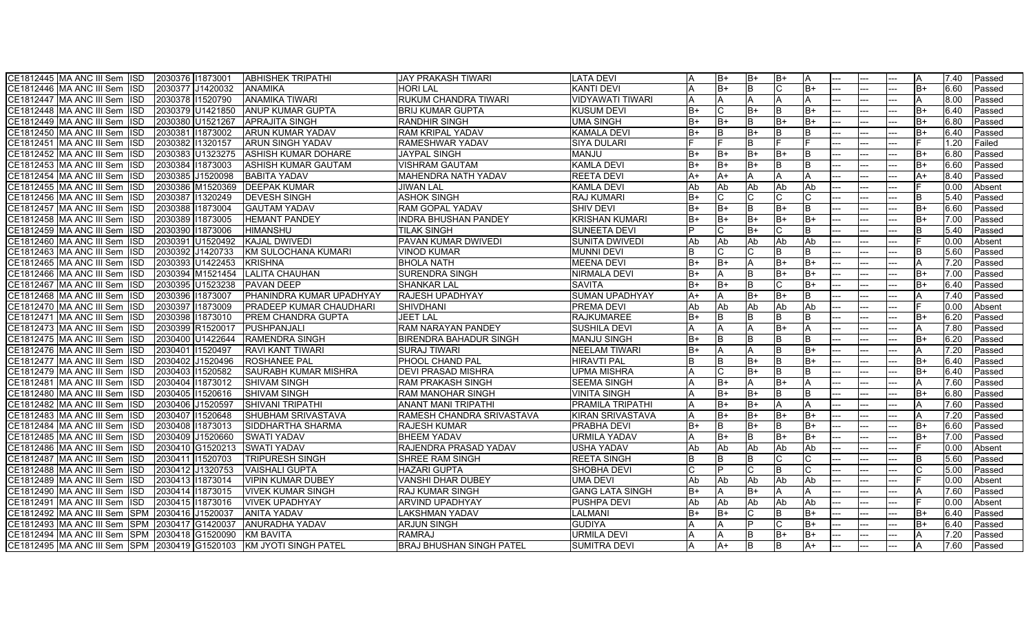| | | | | | | | | | | | | | | | | | | | |
|---|---|---|---|---|---|---|---|---|---|---|---|---|---|---|---|---|---|---|---|
| CE1812445 | MA ANC III Sem | ISD | 2030376 | I1873001 | ABHISHEK TRIPATHI | JAY PRAKASH TIWARI | LATA DEVI | A | B+ | B+ | B+ | A | --- | --- | --- | A | 7.40 | Passed |
| CE1812446 | MA ANC III Sem | ISD | 2030377 | J1420032 | ANAMIKA | HORI LAL | KANTI DEVI | A | B+ | B | C | B+ | --- | --- | --- | B+ | 6.60 | Passed |
| CE1812447 | MA ANC III Sem | ISD | 2030378 | I1520790 | ANAMIKA TIWARI | RUKUM CHANDRA TIWARI | VIDYAWATI TIWARI | A | A | A | A | A | --- | --- | --- | A | 8.00 | Passed |
| CE1812448 | MA ANC III Sem | ISD | 2030379 | U1421850 | ANUP KUMAR GUPTA | BRIJ KUMAR GUPTA | KUSUM DEVI | B+ | C | B+ | B | B+ | --- | --- | --- | B+ | 6.40 | Passed |
| CE1812449 | MA ANC III Sem | ISD | 2030380 | U1521267 | APRAJITA SINGH | RANDHIR SINGH | UMA SINGH | B+ | B+ | B | B+ | B+ | --- | --- | --- | B+ | 6.80 | Passed |
| CE1812450 | MA ANC III Sem | ISD | 2030381 | I1873002 | ARUN KUMAR YADAV | RAM KRIPAL YADAV | KAMALA DEVI | B+ | B | B+ | B | B | --- | --- | --- | B+ | 6.40 | Passed |
| CE1812451 | MA ANC III Sem | ISD | 2030382 | I1320157 | ARUN SINGH YADAV | RAMESHWAR YADAV | SIYA DULARI | F | F | B | F | F | --- | --- | --- | F | 1.20 | Failed |
| CE1812452 | MA ANC III Sem | ISD | 2030383 | U1323275 | ASHISH KUMAR DOHARE | JAYPAL SINGH | MANJU | B+ | B+ | B+ | B+ | B | --- | --- | --- | B+ | 6.80 | Passed |
| CE1812453 | MA ANC III Sem | ISD | 2030384 | I1873003 | ASHISH KUMAR GAUTAM | VISHRAM GAUTAM | KAMLA DEVI | B+ | B+ | B+ | B | B | --- | --- | --- | B+ | 6.60 | Passed |
| CE1812454 | MA ANC III Sem | ISD | 2030385 | J1520098 | BABITA YADAV | MAHENDRA NATH YADAV | REETA DEVI | A+ | A+ | A | A | A | --- | --- | --- | A+ | 8.40 | Passed |
| CE1812455 | MA ANC III Sem | ISD | 2030386 | M1520369 | DEEPAK KUMAR | JIWAN LAL | KAMLA DEVI | Ab | Ab | Ab | Ab | Ab | --- | --- | --- | F | 0.00 | Absent |
| CE1812456 | MA ANC III Sem | ISD | 2030387 | I1320249 | DEVESH SINGH | ASHOK SINGH | RAJ KUMARI | B+ | C | C | C | C | --- | --- | --- | B | 5.40 | Passed |
| CE1812457 | MA ANC III Sem | ISD | 2030388 | I1873004 | GAUTAM YADAV | RAM GOPAL YADAV | SHIV DEVI | B+ | B+ | B | B+ | B | --- | --- | --- | B+ | 6.60 | Passed |
| CE1812458 | MA ANC III Sem | ISD | 2030389 | I1873005 | HEMANT PANDEY | INDRA BHUSHAN PANDEY | KRISHAN KUMARI | B+ | B+ | B+ | B+ | B+ | --- | --- | --- | B+ | 7.00 | Passed |
| CE1812459 | MA ANC III Sem | ISD | 2030390 | I1873006 | HIMANSHU | TILAK SINGH | SUNEETA DEVI | P | C | B+ | C | B | --- | --- | --- | B | 5.40 | Passed |
| CE1812460 | MA ANC III Sem | ISD | 2030391 | U1520492 | KAJAL DWIVEDI | PAVAN KUMAR DWIVEDI | SUNITA DWIVEDI | Ab | Ab | Ab | Ab | Ab | --- | --- | --- | F | 0.00 | Absent |
| CE1812463 | MA ANC III Sem | ISD | 2030392 | J1420733 | KM SULOCHANA KUMARI | VINOD KUMAR | MUNNI DEVI | B | C | C | B | B | --- | --- | --- | B | 5.60 | Passed |
| CE1812465 | MA ANC III Sem | ISD | 2030393 | U1422453 | KRISHNA | BHOLA NATH | MEENA DEVI | B+ | B+ | A | B+ | B+ | --- | --- | --- | A | 7.20 | Passed |
| CE1812466 | MA ANC III Sem | ISD | 2030394 | M1521454 | LALITA CHAUHAN | SURENDRA SINGH | NIRMALA DEVI | B+ | A | B | B+ | B+ | --- | --- | --- | B+ | 7.00 | Passed |
| CE1812467 | MA ANC III Sem | ISD | 2030395 | U1523238 | PAVAN DEEP | SHANKAR LAL | SAVITA | B+ | B+ | B | C | B+ | --- | --- | --- | B+ | 6.40 | Passed |
| CE1812468 | MA ANC III Sem | ISD | 2030396 | I1873007 | PHANINDRA KUMAR UPADHYAY | RAJESH UPADHYAY | SUMAN UPADHYAY | A+ | A | B+ | B+ | B | --- | --- | --- | A | 7.40 | Passed |
| CE1812470 | MA ANC III Sem | ISD | 2030397 | I1873009 | PRADEEP KUMAR CHAUDHARI | SHIVDHANI | PREMA DEVI | Ab | Ab | Ab | Ab | Ab | --- | --- | --- | F | 0.00 | Absent |
| CE1812471 | MA ANC III Sem | ISD | 2030398 | I1873010 | PREM CHANDRA GUPTA | JEET LAL | RAJKUMAREE | B+ | B | B | B | B | --- | --- | --- | B+ | 6.20 | Passed |
| CE1812473 | MA ANC III Sem | ISD | 2030399 | R1520017 | PUSHPANJALI | RAM NARAYAN PANDEY | SUSHILA DEVI | A | A | A | B+ | A | --- | --- | --- | A | 7.80 | Passed |
| CE1812475 | MA ANC III Sem | ISD | 2030400 | U1422644 | RAMENDRA SINGH | BIRENDRA BAHADUR SINGH | MANJU SINGH | B+ | B | B | B | B | --- | --- | --- | B+ | 6.20 | Passed |
| CE1812476 | MA ANC III Sem | ISD | 2030401 | I1520497 | RAVI KANT TIWARI | SURAJ TIWARI | NEELAM TIWARI | B+ | A | A | B | B+ | --- | --- | --- | A | 7.20 | Passed |
| CE1812477 | MA ANC III Sem | ISD | 2030402 | J1520496 | ROSHANEE PAL | PHOOL CHAND PAL | HIRAVTI PAL | B | B | B+ | B | B+ | --- | --- | --- | B+ | 6.40 | Passed |
| CE1812479 | MA ANC III Sem | ISD | 2030403 | I1520582 | SAURABH KUMAR MISHRA | DEVI PRASAD MISHRA | UPMA MISHRA | A | C | B+ | B | B | --- | --- | --- | B+ | 6.40 | Passed |
| CE1812481 | MA ANC III Sem | ISD | 2030404 | I1873012 | SHIVAM SINGH | RAM PRAKASH SINGH | SEEMA SINGH | A | B+ | A | B+ | A | --- | --- | --- | A | 7.60 | Passed |
| CE1812480 | MA ANC III Sem | ISD | 2030405 | I1520616 | SHIVAM SINGH | RAM MANOHAR SINGH | VINITA SINGH | A | B+ | B+ | B | B | --- | --- | --- | B+ | 6.80 | Passed |
| CE1812482 | MA ANC III Sem | ISD | 2030406 | J1520597 | SHIVANI TRIPATHI | ANANT MANI TRIPATHI | PRAMILA TRIPATHI | A | B+ | B+ | A | A | --- | --- | --- | A | 7.60 | Passed |
| CE1812483 | MA ANC III Sem | ISD | 2030407 | I1520648 | SHUBHAM SRIVASTAVA | RAMESH CHANDRA SRIVASTAVA | KIRAN SRIVASTAVA | A | B+ | B+ | B+ | B+ | --- | --- | --- | A | 7.20 | Passed |
| CE1812484 | MA ANC III Sem | ISD | 2030408 | I1873013 | SIDDHARTHA SHARMA | RAJESH KUMAR | PRABHA DEVI | B+ | B | B+ | B | B+ | --- | --- | --- | B+ | 6.60 | Passed |
| CE1812485 | MA ANC III Sem | ISD | 2030409 | J1520660 | SWATI YADAV | BHEEM YADAV | URMILA YADAV | A | B+ | B | B+ | B+ | --- | --- | --- | B+ | 7.00 | Passed |
| CE1812486 | MA ANC III Sem | ISD | 2030410 | G1520213 | SWATI YADAV | RAJENDRA PRASAD YADAV | USHA YADAV | Ab | Ab | Ab | Ab | Ab | --- | --- | --- | F | 0.00 | Absent |
| CE1812487 | MA ANC III Sem | ISD | 2030411 | I1520703 | TRIPURESH SINGH | SHREE RAM SINGH | REETA SINGH | B | B | B | C | C | --- | --- | --- | B | 5.60 | Passed |
| CE1812488 | MA ANC III Sem | ISD | 2030412 | J1320753 | VAISHALI GUPTA | HAZARI GUPTA | SHOBHA DEVI | C | P | C | B | C | --- | --- | --- | C | 5.00 | Passed |
| CE1812489 | MA ANC III Sem | ISD | 2030413 | I1873014 | VIPIN KUMAR DUBEY | VANSHI DHAR DUBEY | UMA DEVI | Ab | Ab | Ab | Ab | Ab | --- | --- | --- | F | 0.00 | Absent |
| CE1812490 | MA ANC III Sem | ISD | 2030414 | I1873015 | VIVEK KUMAR SINGH | RAJ KUMAR SINGH | GANG LATA SINGH | B+ | A | B+ | A | A | --- | --- | --- | A | 7.60 | Passed |
| CE1812491 | MA ANC III Sem | ISD | 2030415 | I1873016 | VIVEK UPADHYAY | ARVIND UPADHYAY | PUSHPA DEVI | Ab | Ab | Ab | Ab | Ab | --- | --- | --- | F | 0.00 | Absent |
| CE1812492 | MA ANC III Sem | SPM | 2030416 | J1520037 | ANITA YADAV | LAKSHMAN YADAV | LALMANI | B+ | B+ | C | B | B+ | --- | --- | --- | B+ | 6.40 | Passed |
| CE1812493 | MA ANC III Sem | SPM | 2030417 | G1420037 | ANURADHA YADAV | ARJUN SINGH | GUDIYA | A | A | P | C | B+ | --- | --- | --- | B+ | 6.40 | Passed |
| CE1812494 | MA ANC III Sem | SPM | 2030418 | G1520090 | KM BAVITA | RAMRAJ | URMILA DEVI | A | A | B | B+ | B+ | --- | --- | --- | A | 7.20 | Passed |
| CE1812495 | MA ANC III Sem | SPM | 2030419 | G1520103 | KM JYOTI SINGH PATEL | BRAJ BHUSHAN SINGH PATEL | SUMITRA DEVI | A | A+ | B | B | A+ | --- | --- | --- | A | 7.60 | Passed |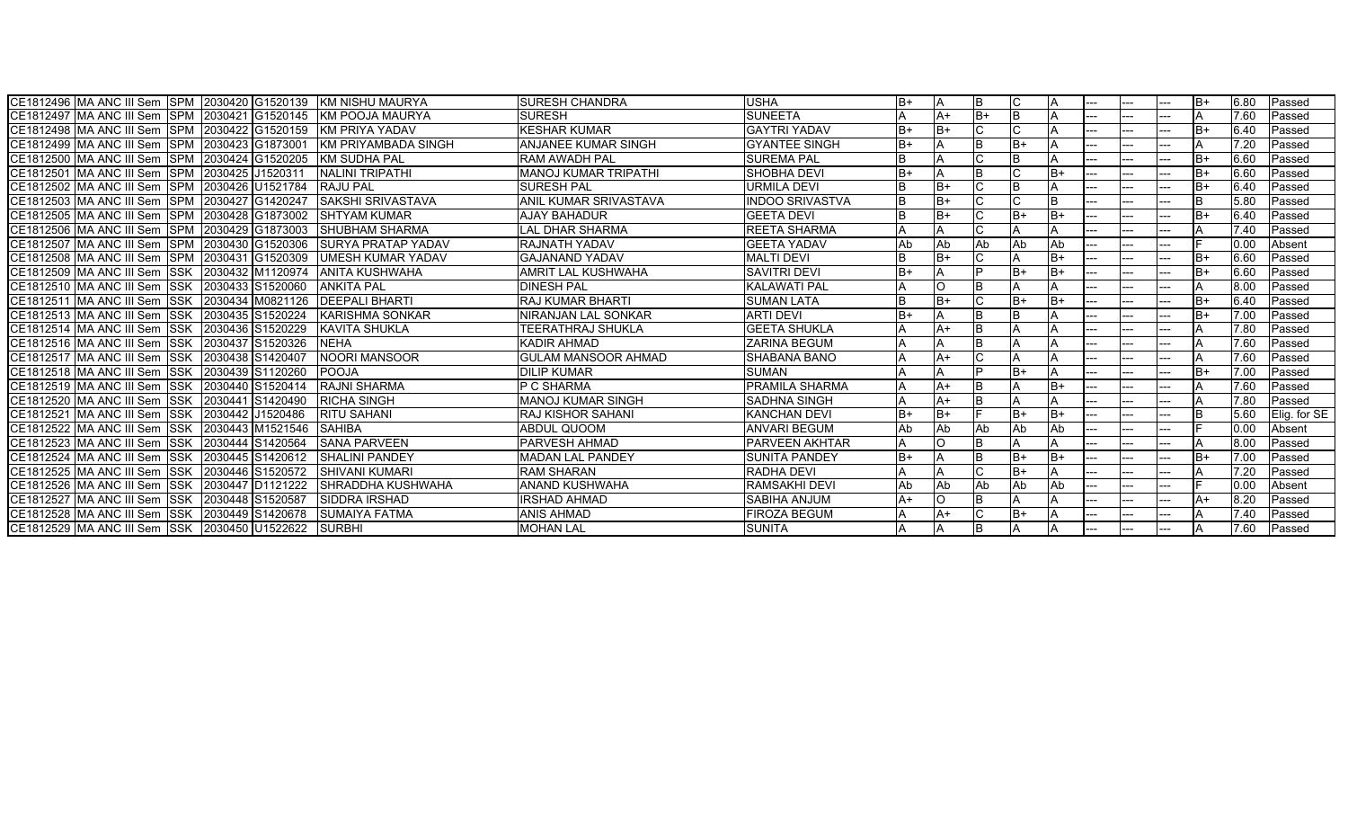| | | | | | | | | | | | | | | | | | | | |
|---|---|---|---|---|---|---|---|---|---|---|---|---|---|---|---|---|---|---|---|
| CE1812496 | MA ANC III Sem | SPM | 2030420 | G1520139 | KM NISHU MAURYA | SURESH CHANDRA | USHA | B+ | A | B | C | A | --- | --- | --- | B+ | 6.80 | Passed |
| CE1812497 | MA ANC III Sem | SPM | 2030421 | G1520145 | KM POOJA MAURYA | SURESH | SUNEETA | A | A+ | B+ | B | A | --- | --- | --- | A | 7.60 | Passed |
| CE1812498 | MA ANC III Sem | SPM | 2030422 | G1520159 | KM PRIYA YADAV | KESHAR KUMAR | GAYTRI YADAV | B+ | B+ | C | C | A | --- | --- | --- | B+ | 6.40 | Passed |
| CE1812499 | MA ANC III Sem | SPM | 2030423 | G1873001 | KM PRIYAMBADA SINGH | ANJANEE KUMAR SINGH | GYANTEE SINGH | B+ | A | B | B+ | A | --- | --- | --- | A | 7.20 | Passed |
| CE1812500 | MA ANC III Sem | SPM | 2030424 | G1520205 | KM SUDHA PAL | RAM AWADH PAL | SUREMA PAL | B | A | C | B | A | --- | --- | --- | B+ | 6.60 | Passed |
| CE1812501 | MA ANC III Sem | SPM | 2030425 | J1520311 | NALINI TRIPATHI | MANOJ KUMAR TRIPATHI | SHOBHA DEVI | B+ | A | B | C | B+ | --- | --- | --- | B+ | 6.60 | Passed |
| CE1812502 | MA ANC III Sem | SPM | 2030426 | U1521784 | RAJU PAL | SURESH PAL | URMILA DEVI | B | B+ | C | B | A | --- | --- | --- | B+ | 6.40 | Passed |
| CE1812503 | MA ANC III Sem | SPM | 2030427 | G1420247 | SAKSHI SRIVASTAVA | ANIL KUMAR SRIVASTAVA | INDOO SRIVASTVA | B | B+ | C | C | B | --- | --- | --- | B | 5.80 | Passed |
| CE1812505 | MA ANC III Sem | SPM | 2030428 | G1873002 | SHTYAM KUMAR | AJAY BAHADUR | GEETA DEVI | B | B+ | C | B+ | B+ | --- | --- | --- | B+ | 6.40 | Passed |
| CE1812506 | MA ANC III Sem | SPM | 2030429 | G1873003 | SHUBHAM SHARMA | LAL DHAR SHARMA | REETA SHARMA | A | A | C | A | A | --- | --- | --- | A | 7.40 | Passed |
| CE1812507 | MA ANC III Sem | SPM | 2030430 | G1520306 | SURYA PRATAP YADAV | RAJNATH YADAV | GEETA YADAV | Ab | Ab | Ab | Ab | Ab | --- | --- | --- | F | 0.00 | Absent |
| CE1812508 | MA ANC III Sem | SPM | 2030431 | G1520309 | UMESH KUMAR YADAV | GAJANAND YADAV | MALTI DEVI | B | B+ | C | A | B+ | --- | --- | --- | B+ | 6.60 | Passed |
| CE1812509 | MA ANC III Sem | SSK | 2030432 | M1120974 | ANITA KUSHWAHA | AMRIT LAL KUSHWAHA | SAVITRI DEVI | B+ | A | P | B+ | B+ | --- | --- | --- | B+ | 6.60 | Passed |
| CE1812510 | MA ANC III Sem | SSK | 2030433 | S1520060 | ANKITA PAL | DINESH PAL | KALAWATI PAL | A | O | B | A | A | --- | --- | --- | A | 8.00 | Passed |
| CE1812511 | MA ANC III Sem | SSK | 2030434 | M0821126 | DEEPALI BHARTI | RAJ KUMAR BHARTI | SUMAN LATA | B | B+ | C | B+ | B+ | --- | --- | --- | B+ | 6.40 | Passed |
| CE1812513 | MA ANC III Sem | SSK | 2030435 | S1520224 | KARISHMA SONKAR | NIRANJAN LAL SONKAR | ARTI DEVI | B+ | A | B | B | A | --- | --- | --- | B+ | 7.00 | Passed |
| CE1812514 | MA ANC III Sem | SSK | 2030436 | S1520229 | KAVITA SHUKLA | TEERATHRAJ SHUKLA | GEETA SHUKLA | A | A+ | B | A | A | --- | --- | --- | A | 7.80 | Passed |
| CE1812516 | MA ANC III Sem | SSK | 2030437 | S1520326 | NEHA | KADIR AHMAD | ZARINA BEGUM | A | A | B | A | A | --- | --- | --- | A | 7.60 | Passed |
| CE1812517 | MA ANC III Sem | SSK | 2030438 | S1420407 | NOORI MANSOOR | GULAM MANSOOR AHMAD | SHABANA BANO | A | A+ | C | A | A | --- | --- | --- | A | 7.60 | Passed |
| CE1812518 | MA ANC III Sem | SSK | 2030439 | S1120260 | POOJA | DILIP KUMAR | SUMAN | A | A | P | B+ | A | --- | --- | --- | B+ | 7.00 | Passed |
| CE1812519 | MA ANC III Sem | SSK | 2030440 | S1520414 | RAJNI SHARMA | P C SHARMA | PRAMILA SHARMA | A | A+ | B | A | B+ | --- | --- | --- | A | 7.60 | Passed |
| CE1812520 | MA ANC III Sem | SSK | 2030441 | S1420490 | RICHA SINGH | MANOJ KUMAR SINGH | SADHNA SINGH | A | A+ | B | A | A | --- | --- | --- | A | 7.80 | Passed |
| CE1812521 | MA ANC III Sem | SSK | 2030442 | J1520486 | RITU SAHANI | RAJ KISHOR SAHANI | KANCHAN DEVI | B+ | B+ | F | B+ | B+ | --- | --- | --- | B | 5.60 | Elig. for SE |
| CE1812522 | MA ANC III Sem | SSK | 2030443 | M1521546 | SAHIBA | ABDUL QUOOM | ANVARI BEGUM | Ab | Ab | Ab | Ab | Ab | --- | --- | --- | F | 0.00 | Absent |
| CE1812523 | MA ANC III Sem | SSK | 2030444 | S1420564 | SANA PARVEEN | PARVESH AHMAD | PARVEEN AKHTAR | A | O | B | A | A | --- | --- | --- | A | 8.00 | Passed |
| CE1812524 | MA ANC III Sem | SSK | 2030445 | S1420612 | SHALINI PANDEY | MADAN LAL PANDEY | SUNITA PANDEY | B+ | A | B | B+ | B+ | --- | --- | --- | B+ | 7.00 | Passed |
| CE1812525 | MA ANC III Sem | SSK | 2030446 | S1520572 | SHIVANI KUMARI | RAM SHARAN | RADHA DEVI | A | A | C | B+ | A | --- | --- | --- | A | 7.20 | Passed |
| CE1812526 | MA ANC III Sem | SSK | 2030447 | D1121222 | SHRADDHA KUSHWAHA | ANAND KUSHWAHA | RAMSAKHI DEVI | Ab | Ab | Ab | Ab | Ab | --- | --- | --- | F | 0.00 | Absent |
| CE1812527 | MA ANC III Sem | SSK | 2030448 | S1520587 | SIDDRA IRSHAD | IRSHAD AHMAD | SABIHA ANJUM | A+ | O | B | A | A | --- | --- | --- | A+ | 8.20 | Passed |
| CE1812528 | MA ANC III Sem | SSK | 2030449 | S1420678 | SUMAIYA FATMA | ANIS AHMAD | FIROZA BEGUM | A | A+ | C | B+ | A | --- | --- | --- | A | 7.40 | Passed |
| CE1812529 | MA ANC III Sem | SSK | 2030450 | U1522622 | SURBHI | MOHAN LAL | SUNITA | A | A | B | A | A | --- | --- | --- | A | 7.60 | Passed |